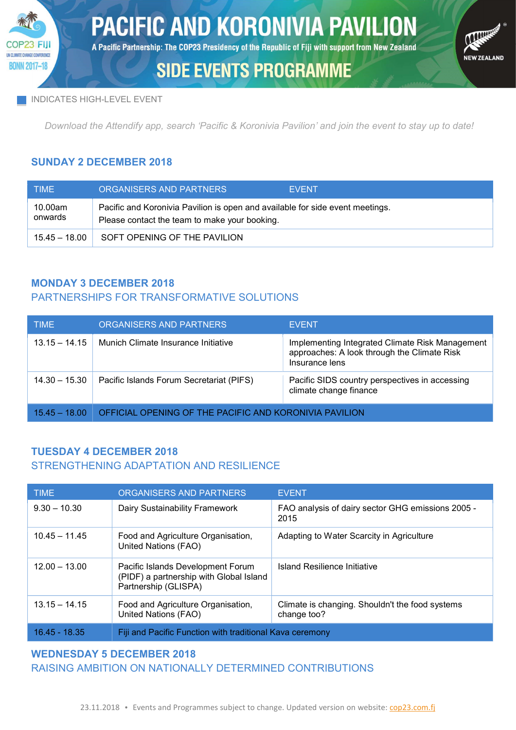# PACIFIC AND KORONIVIA PAVILION

A Pacific Partnership: The COP23 Presidency of the Republic of Fiji with support from New Zealand

## SIDE EVENTS PROGRAMME

INDICATES HIGH-LEVEL EVENT

*Download the Attendify app, search 'Pacific & Koronivia Pavilion' and join the event to stay up to date!*

### SUNDAY 2 DECEMBER 2018

| TIME | ORGANISERS AND PARTNERS | EVENT |
|---|---|---|
| 10.00am onwards | Pacific and Koronivia Pavilion is open and available for side event meetings. Please contact the team to make your booking. | |
| 15.45 – 18.00 | SOFT OPENING OF THE PAVILION | |

### MONDAY 3 DECEMBER 2018
### PARTNERSHIPS FOR TRANSFORMATIVE SOLUTIONS

| TIME | ORGANISERS AND PARTNERS | EVENT |
|---|---|---|
| 13.15 – 14.15 | Munich Climate Insurance Initiative | Implementing Integrated Climate Risk Management approaches: A look through the Climate Risk Insurance lens |
| 14.30 – 15.30 | Pacific Islands Forum Secretariat (PIFS) | Pacific SIDS country perspectives in accessing climate change finance |
| 15.45 – 18.00 | OFFICIAL OPENING OF THE PACIFIC AND KORONIVIA PAVILION | |

### TUESDAY 4 DECEMBER 2018
### STRENGTHENING ADAPTATION AND RESILIENCE

| TIME | ORGANISERS AND PARTNERS | EVENT |
|---|---|---|
| 9.30 – 10.30 | Dairy Sustainability Framework | FAO analysis of dairy sector GHG emissions 2005 - 2015 |
| 10.45 – 11.45 | Food and Agriculture Organisation, United Nations (FAO) | Adapting to Water Scarcity in Agriculture |
| 12.00 – 13.00 | Pacific Islands Development Forum (PIDF) a partnership with Global Island Partnership (GLISPA) | Island Resilience Initiative |
| 13.15 – 14.15 | Food and Agriculture Organisation, United Nations (FAO) | Climate is changing. Shouldn't the food systems change too? |
| 16.45 - 18.35 | Fiji and Pacific Function with traditional Kava ceremony | |

### WEDNESDAY 5 DECEMBER 2018
### RAISING AMBITION ON NATIONALLY DETERMINED CONTRIBUTIONS

23.11.2018 • Events and Programmes subject to change. Updated version on website: cop23.com.fj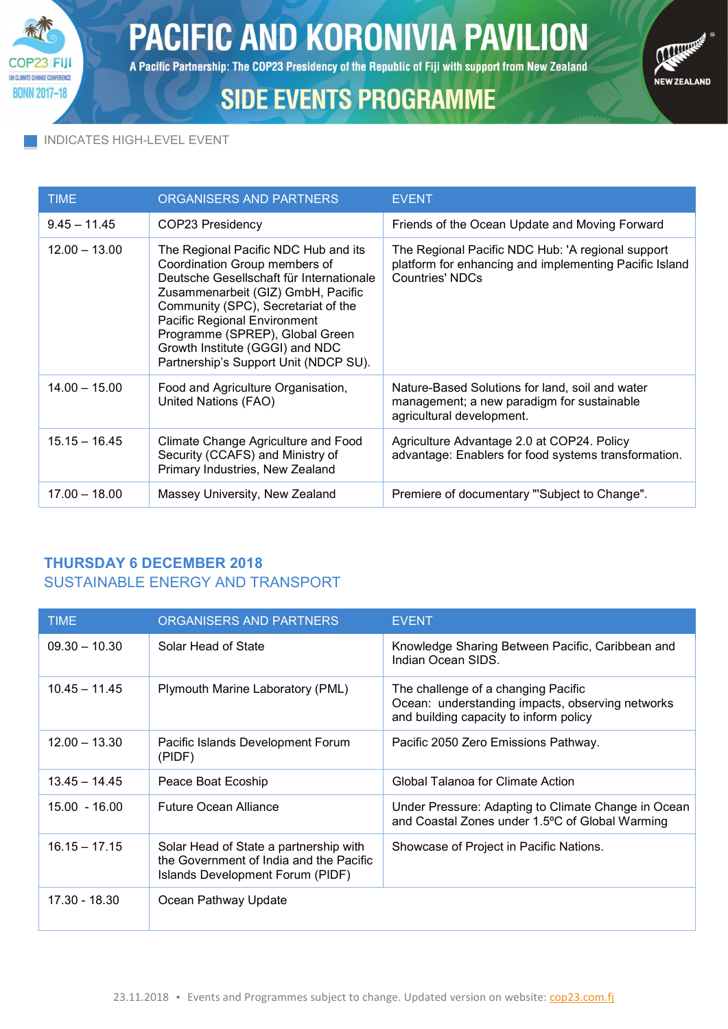# PACIFIC AND KORONIVIA PAVILION

A Pacific Partnership: The COP23 Presidency of the Republic of Fiji with support from New Zealand

## SIDE EVENTS PROGRAMME

INDICATES HIGH-LEVEL EVENT

| TIME | ORGANISERS AND PARTNERS | EVENT |
|---|---|---|
| 9.45 – 11.45 | COP23 Presidency | Friends of the Ocean Update and Moving Forward |
| 12.00 – 13.00 | The Regional Pacific NDC Hub and its Coordination Group members of Deutsche Gesellschaft für Internationale Zusammenarbeit (GIZ) GmbH, Pacific Community (SPC), Secretariat of the Pacific Regional Environment Programme (SPREP), Global Green Growth Institute (GGGI) and NDC Partnership's Support Unit (NDCP SU). | The Regional Pacific NDC Hub: 'A regional support platform for enhancing and implementing Pacific Island Countries' NDCs |
| 14.00 – 15.00 | Food and Agriculture Organisation, United Nations (FAO) | Nature-Based Solutions for land, soil and water management; a new paradigm for sustainable agricultural development. |
| 15.15 – 16.45 | Climate Change Agriculture and Food Security (CCAFS) and Ministry of Primary Industries, New Zealand | Agriculture Advantage 2.0 at COP24. Policy advantage: Enablers for food systems transformation. |
| 17.00 – 18.00 | Massey University, New Zealand | Premiere of documentary "'Subject to Change". |

### THURSDAY 6 DECEMBER 2018
### SUSTAINABLE ENERGY AND TRANSPORT

| TIME | ORGANISERS AND PARTNERS | EVENT |
|---|---|---|
| 09.30 – 10.30 | Solar Head of State | Knowledge Sharing Between Pacific, Caribbean and Indian Ocean SIDS. |
| 10.45 – 11.45 | Plymouth Marine Laboratory (PML) | The challenge of a changing Pacific Ocean: understanding impacts, observing networks and building capacity to inform policy |
| 12.00 – 13.30 | Pacific Islands Development Forum (PIDF) | Pacific 2050 Zero Emissions Pathway. |
| 13.45 – 14.45 | Peace Boat Ecoship | Global Talanoa for Climate Action |
| 15.00 - 16.00 | Future Ocean Alliance | Under Pressure: Adapting to Climate Change in Ocean and Coastal Zones under 1.5ºC of Global Warming |
| 16.15 – 17.15 | Solar Head of State a partnership with the Government of India and the Pacific Islands Development Forum (PIDF) | Showcase of Project in Pacific Nations. |
| 17.30 - 18.30 | Ocean Pathway Update | |

23.11.2018 • Events and Programmes subject to change. Updated version on website: cop23.com.fj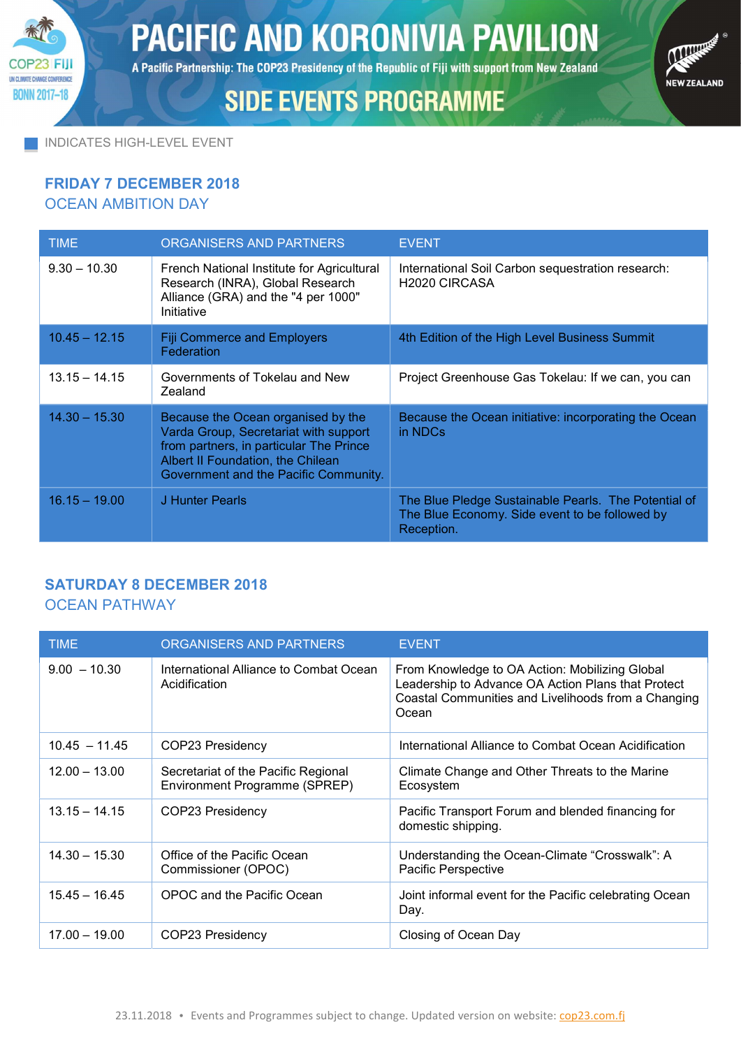# PACIFIC AND KORONIVIA PAVILION

A Pacific Partnership: The COP23 Presidency of the Republic of Fiji with support from New Zealand

## SIDE EVENTS PROGRAMME

INDICATES HIGH-LEVEL EVENT

## FRIDAY 7 DECEMBER 2018

### OCEAN AMBITION DAY

| TIME | ORGANISERS AND PARTNERS | EVENT |
|---|---|---|
| 9.30 – 10.30 | French National Institute for Agricultural Research (INRA), Global Research Alliance (GRA) and the "4 per 1000" Initiative | International Soil Carbon sequestration research: H2020 CIRCASA |
| 10.45 – 12.15 | Fiji Commerce and Employers Federation | 4th Edition of the High Level Business Summit |
| 13.15 – 14.15 | Governments of Tokelau and New Zealand | Project Greenhouse Gas Tokelau: If we can, you can |
| 14.30 – 15.30 | Because the Ocean organised by the Varda Group, Secretariat with support from partners, in particular The Prince Albert II Foundation, the Chilean Government and the Pacific Community. | Because the Ocean initiative: incorporating the Ocean in NDCs |
| 16.15 – 19.00 | J Hunter Pearls | The Blue Pledge Sustainable Pearls. The Potential of The Blue Economy. Side event to be followed by Reception. |

## SATURDAY 8 DECEMBER 2018

### OCEAN PATHWAY

| TIME | ORGANISERS AND PARTNERS | EVENT |
|---|---|---|
| 9.00 – 10.30 | International Alliance to Combat Ocean Acidification | From Knowledge to OA Action: Mobilizing Global Leadership to Advance OA Action Plans that Protect Coastal Communities and Livelihoods from a Changing Ocean |
| 10.45 – 11.45 | COP23 Presidency | International Alliance to Combat Ocean Acidification |
| 12.00 – 13.00 | Secretariat of the Pacific Regional Environment Programme (SPREP) | Climate Change and Other Threats to the Marine Ecosystem |
| 13.15 – 14.15 | COP23 Presidency | Pacific Transport Forum and blended financing for domestic shipping. |
| 14.30 – 15.30 | Office of the Pacific Ocean Commissioner (OPOC) | Understanding the Ocean-Climate “Crosswalk”: A Pacific Perspective |
| 15.45 – 16.45 | OPOC and the Pacific Ocean | Joint informal event for the Pacific celebrating Ocean Day. |
| 17.00 – 19.00 | COP23 Presidency | Closing of Ocean Day |

23.11.2018 • Events and Programmes subject to change. Updated version on website: cop23.com.fj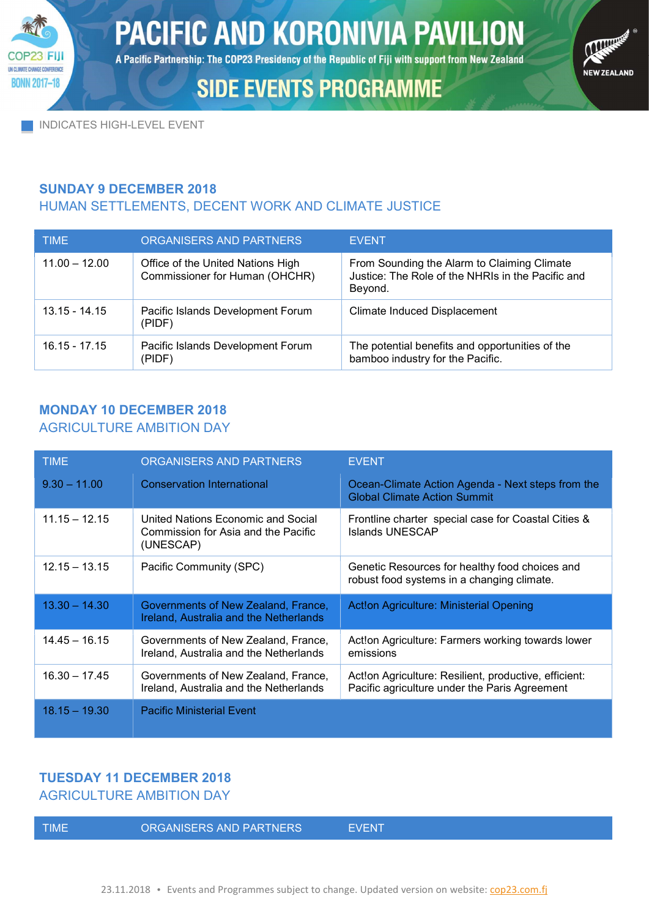# PACIFIC AND KORONIVIA PAVILION

A Pacific Partnership: The COP23 Presidency of the Republic of Fiji with support from New Zealand

## SIDE EVENTS PROGRAMME

INDICATES HIGH-LEVEL EVENT

### SUNDAY 9 DECEMBER 2018
### HUMAN SETTLEMENTS, DECENT WORK AND CLIMATE JUSTICE

| TIME | ORGANISERS AND PARTNERS | EVENT |
|---|---|---|
| 11.00 – 12.00 | Office of the United Nations High Commissioner for Human (OHCHR) | From Sounding the Alarm to Claiming Climate Justice: The Role of the NHRIs in the Pacific and Beyond. |
| 13.15 - 14.15 | Pacific Islands Development Forum (PIDF) | Climate Induced Displacement |
| 16.15 - 17.15 | Pacific Islands Development Forum (PIDF) | The potential benefits and opportunities of the bamboo industry for the Pacific. |

### MONDAY 10 DECEMBER 2018
### AGRICULTURE AMBITION DAY

| TIME | ORGANISERS AND PARTNERS | EVENT |
|---|---|---|
| 9.30 – 11.00 | Conservation International | Ocean-Climate Action Agenda - Next steps from the Global Climate Action Summit |
| 11.15 – 12.15 | United Nations Economic and Social Commission for Asia and the Pacific (UNESCAP) | Frontline charter special case for Coastal Cities & Islands UNESCAP |
| 12.15 – 13.15 | Pacific Community (SPC) | Genetic Resources for healthy food choices and robust food systems in a changing climate. |
| 13.30 – 14.30 | Governments of New Zealand, France, Ireland, Australia and the Netherlands | Act!on Agriculture: Ministerial Opening |
| 14.45 – 16.15 | Governments of New Zealand, France, Ireland, Australia and the Netherlands | Act!on Agriculture: Farmers working towards lower emissions |
| 16.30 – 17.45 | Governments of New Zealand, France, Ireland, Australia and the Netherlands | Act!on Agriculture: Resilient, productive, efficient: Pacific agriculture under the Paris Agreement |
| 18.15 – 19.30 | Pacific Ministerial Event | |

### TUESDAY 11 DECEMBER 2018
### AGRICULTURE AMBITION DAY

| TIME | ORGANISERS AND PARTNERS | EVENT |
|---|---|---|

23.11.2018 • Events and Programmes subject to change. Updated version on website: cop23.com.fj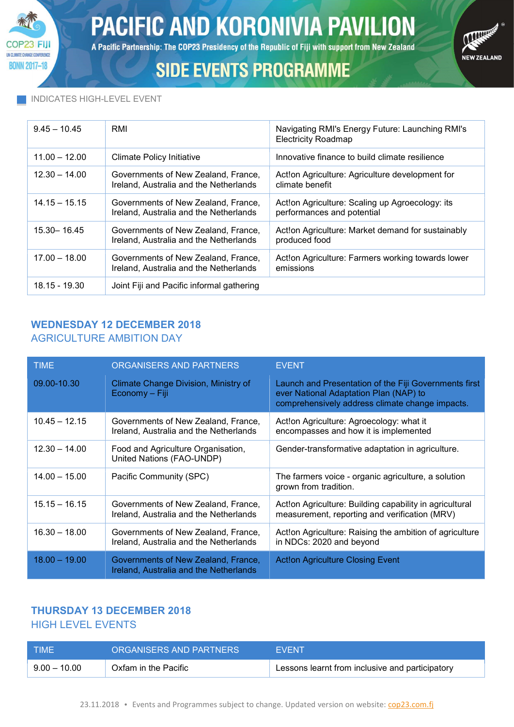# PACIFIC AND KORONIVIA PAVILION

A Pacific Partnership: The COP23 Presidency of the Republic of Fiji with support from New Zealand

## SIDE EVENTS PROGRAMME

INDICATES HIGH-LEVEL EVENT

| | | |
|---|---|---|
| 9.45 – 10.45 | RMI | Navigating RMI's Energy Future: Launching RMI's Electricity Roadmap |
| 11.00 – 12.00 | Climate Policy Initiative | Innovative finance to build climate resilience |
| 12.30 – 14.00 | Governments of New Zealand, France, Ireland, Australia and the Netherlands | Act!on Agriculture: Agriculture development for climate benefit |
| 14.15 – 15.15 | Governments of New Zealand, France, Ireland, Australia and the Netherlands | Act!on Agriculture: Scaling up Agroecology: its performances and potential |
| 15.30– 16.45 | Governments of New Zealand, France, Ireland, Australia and the Netherlands | Act!on Agriculture: Market demand for sustainably produced food |
| 17.00 – 18.00 | Governments of New Zealand, France, Ireland, Australia and the Netherlands | Act!on Agriculture: Farmers working towards lower emissions |
| 18.15 - 19.30 | Joint Fiji and Pacific informal gathering | |

### WEDNESDAY 12 DECEMBER 2018
AGRICULTURE AMBITION DAY

| TIME | ORGANISERS AND PARTNERS | EVENT |
|---|---|---|
| 09.00-10.30 | Climate Change Division, Ministry of Economy – Fiji | Launch and Presentation of the Fiji Governments first ever National Adaptation Plan (NAP) to comprehensively address climate change impacts. |
| 10.45 – 12.15 | Governments of New Zealand, France, Ireland, Australia and the Netherlands | Act!on Agriculture: Agroecology: what it encompasses and how it is implemented |
| 12.30 – 14.00 | Food and Agriculture Organisation, United Nations (FAO-UNDP) | Gender-transformative adaptation in agriculture. |
| 14.00 – 15.00 | Pacific Community (SPC) | The farmers voice - organic agriculture, a solution grown from tradition. |
| 15.15 – 16.15 | Governments of New Zealand, France, Ireland, Australia and the Netherlands | Act!on Agriculture: Building capability in agricultural measurement, reporting and verification (MRV) |
| 16.30 – 18.00 | Governments of New Zealand, France, Ireland, Australia and the Netherlands | Act!on Agriculture: Raising the ambition of agriculture in NDCs: 2020 and beyond |
| 18.00 – 19.00 | Governments of New Zealand, France, Ireland, Australia and the Netherlands | Act!on Agriculture Closing Event |

### THURSDAY 13 DECEMBER 2018
HIGH LEVEL EVENTS

| TIME | ORGANISERS AND PARTNERS | EVENT |
|---|---|---|
| 9.00 – 10.00 | Oxfam in the Pacific | Lessons learnt from inclusive and participatory |

23.11.2018 • Events and Programmes subject to change. Updated version on website: cop23.com.fj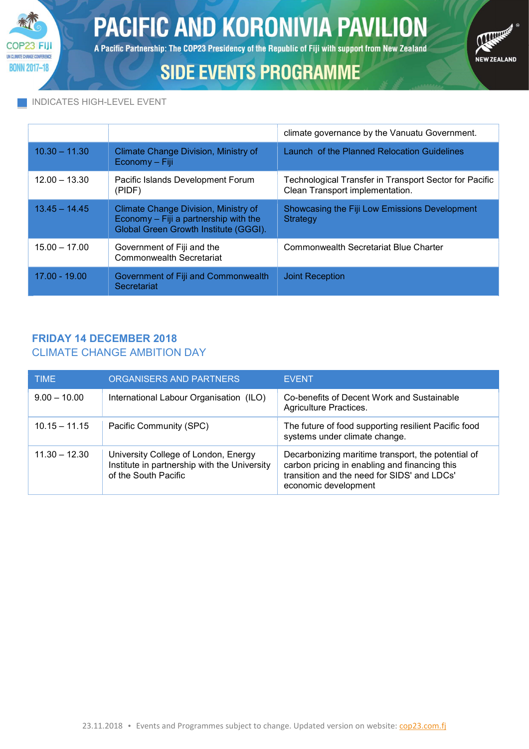INDICATES HIGH-LEVEL EVENT

| | | |
|---|---|---|
| | | climate governance by the Vanuatu Government. |
| 10.30 – 11.30 | Climate Change Division, Ministry of Economy – Fiji | Launch of the Planned Relocation Guidelines |
| 12.00 – 13.30 | Pacific Islands Development Forum (PIDF) | Technological Transfer in Transport Sector for Pacific Clean Transport implementation. |
| 13.45 – 14.45 | Climate Change Division, Ministry of Economy – Fiji a partnership with the Global Green Growth Institute (GGGI). | Showcasing the Fiji Low Emissions Development Strategy |
| 15.00 – 17.00 | Government of Fiji and the Commonwealth Secretariat | Commonwealth Secretariat Blue Charter |
| 17.00 - 19.00 | Government of Fiji and Commonwealth Secretariat | Joint Reception |

## FRIDAY 14 DECEMBER 2018
### CLIMATE CHANGE AMBITION DAY

| TIME | ORGANISERS AND PARTNERS | EVENT |
|---|---|---|
| 9.00 – 10.00 | International Labour Organisation (ILO) | Co-benefits of Decent Work and Sustainable Agriculture Practices. |
| 10.15 – 11.15 | Pacific Community (SPC) | The future of food supporting resilient Pacific food systems under climate change. |
| 11.30 – 12.30 | University College of London, Energy Institute in partnership with the University of the South Pacific | Decarbonizing maritime transport, the potential of carbon pricing in enabling and financing this transition and the need for SIDS' and LDCs' economic development |